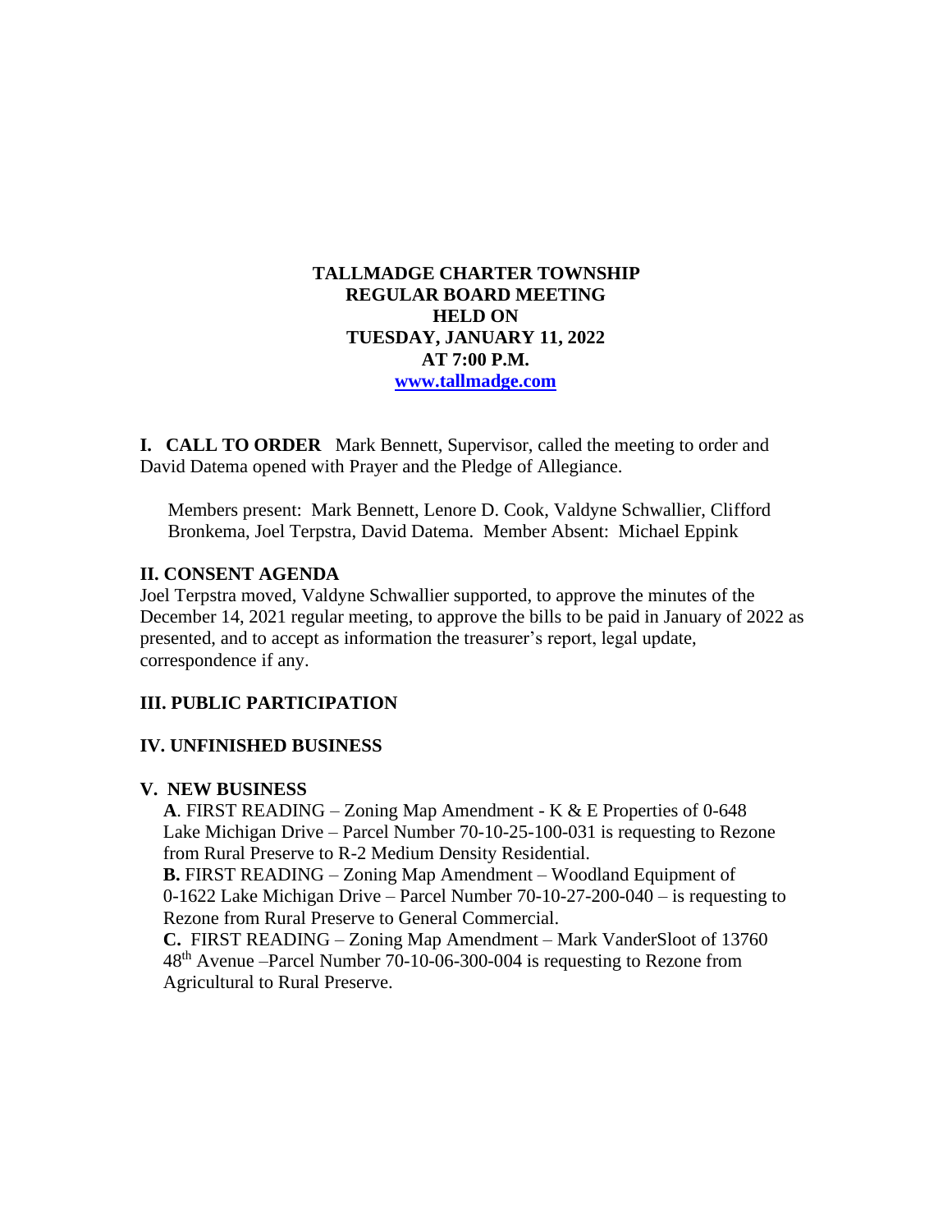# TALLMADGE CHARTER TOWNSHIP
# REGULAR BOARD MEETING
# HELD ON
# TUESDAY, JANUARY 11, 2022
# AT 7:00 P.M.
**[www.tallmadge.com](http://www.tallmadge.com)**

**I. CALL TO ORDER** Mark Bennett, Supervisor, called the meeting to order and David Datema opened with Prayer and the Pledge of Allegiance.

Members present: Mark Bennett, Lenore D. Cook, Valdyne Schwallier, Clifford Bronkema, Joel Terpstra, David Datema. Member Absent: Michael Eppink

## II. CONSENT AGENDA

Joel Terpstra moved, Valdyne Schwallier supported, to approve the minutes of the December 14, 2021 regular meeting, to approve the bills to be paid in January of 2022 as presented, and to accept as information the treasurer's report, legal update, correspondence if any.

## III. PUBLIC PARTICIPATION

## IV. UNFINISHED BUSINESS

## V. NEW BUSINESS

**A**. FIRST READING – Zoning Map Amendment - K & E Properties of 0-648 Lake Michigan Drive – Parcel Number 70-10-25-100-031 is requesting to Rezone from Rural Preserve to R-2 Medium Density Residential.

**B.** FIRST READING – Zoning Map Amendment – Woodland Equipment of 0-1622 Lake Michigan Drive – Parcel Number 70-10-27-200-040 – is requesting to Rezone from Rural Preserve to General Commercial.

**C.** FIRST READING – Zoning Map Amendment – Mark VanderSloot of 13760 48th Avenue –Parcel Number 70-10-06-300-004 is requesting to Rezone from Agricultural to Rural Preserve.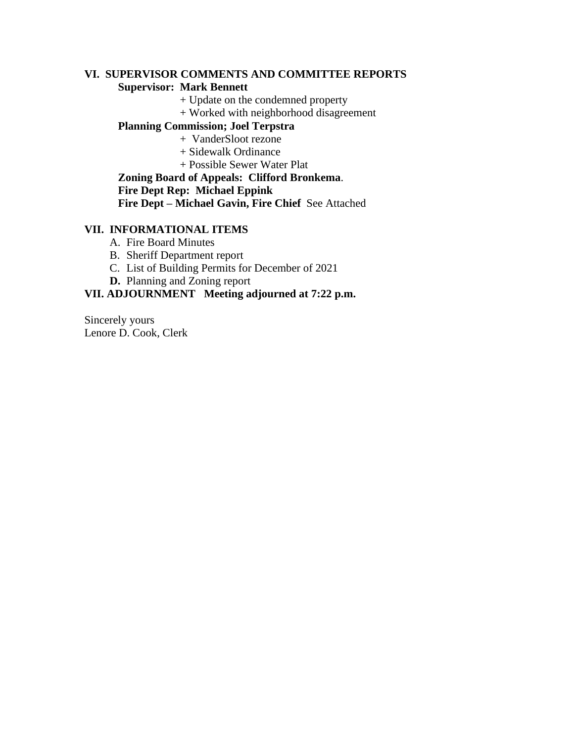## VI. SUPERVISOR COMMENTS AND COMMITTEE REPORTS

**Supervisor: Mark Bennett**

+ Update on the condemned property
+ Worked with neighborhood disagreement

**Planning Commission; Joel Terpstra**

+ VanderSloot rezone
+ Sidewalk Ordinance
+ Possible Sewer Water Plat

**Zoning Board of Appeals: Clifford Bronkema**.

**Fire Dept Rep: Michael Eppink**

**Fire Dept – Michael Gavin, Fire Chief** See Attached

## VII. INFORMATIONAL ITEMS

A. Fire Board Minutes
B. Sheriff Department report
C. List of Building Permits for December of 2021
**D.** Planning and Zoning report

## VII. ADJOURNMENT Meeting adjourned at 7:22 p.m.

Sincerely yours
Lenore D. Cook, Clerk